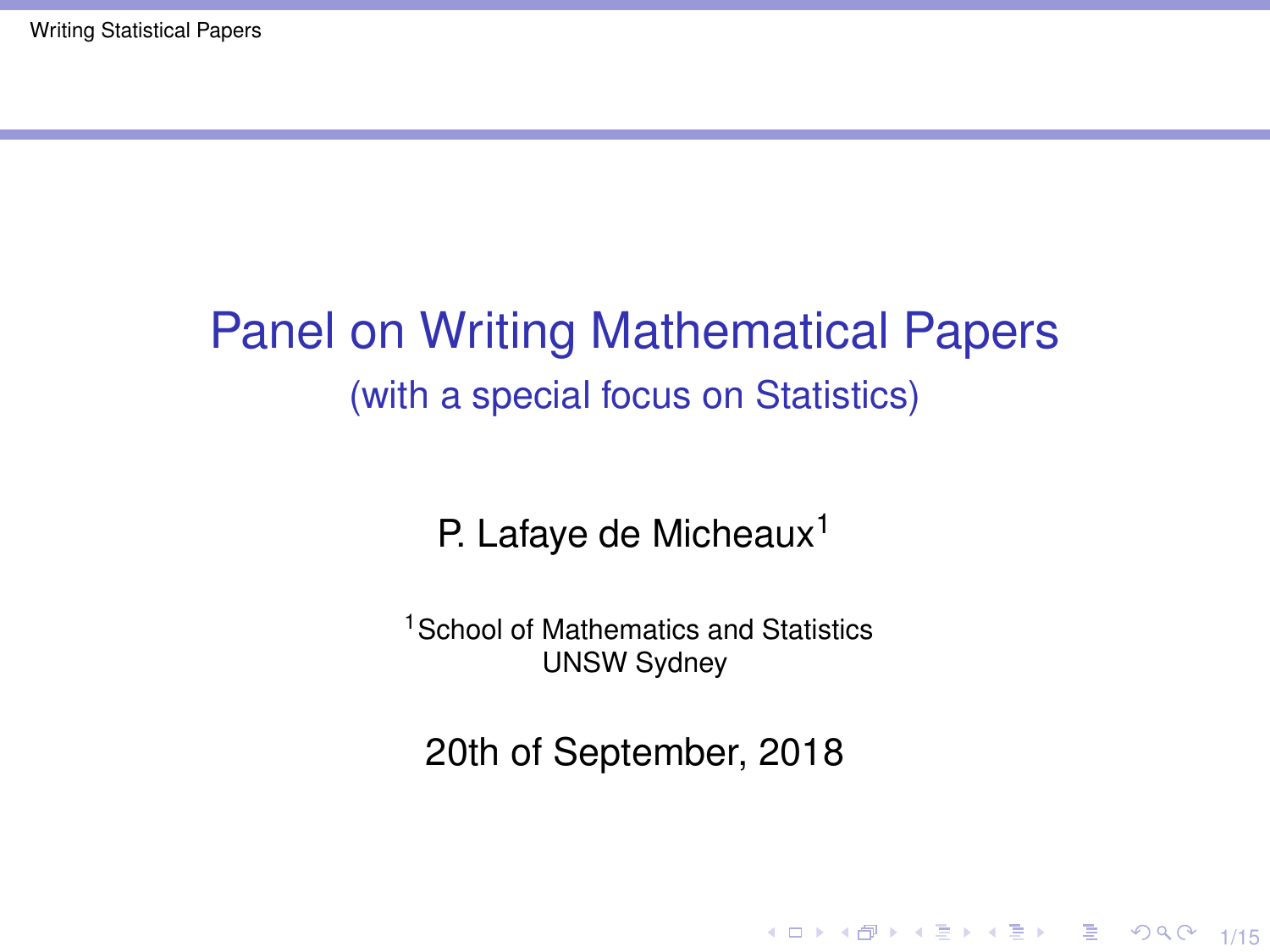# Panel on Writing Mathematical Papers

(with a special focus on Statistics)

P. Lafaye de Micheaux[1]

[1]School of Mathematics and Statistics
UNSW Sydney

20th of September, 2018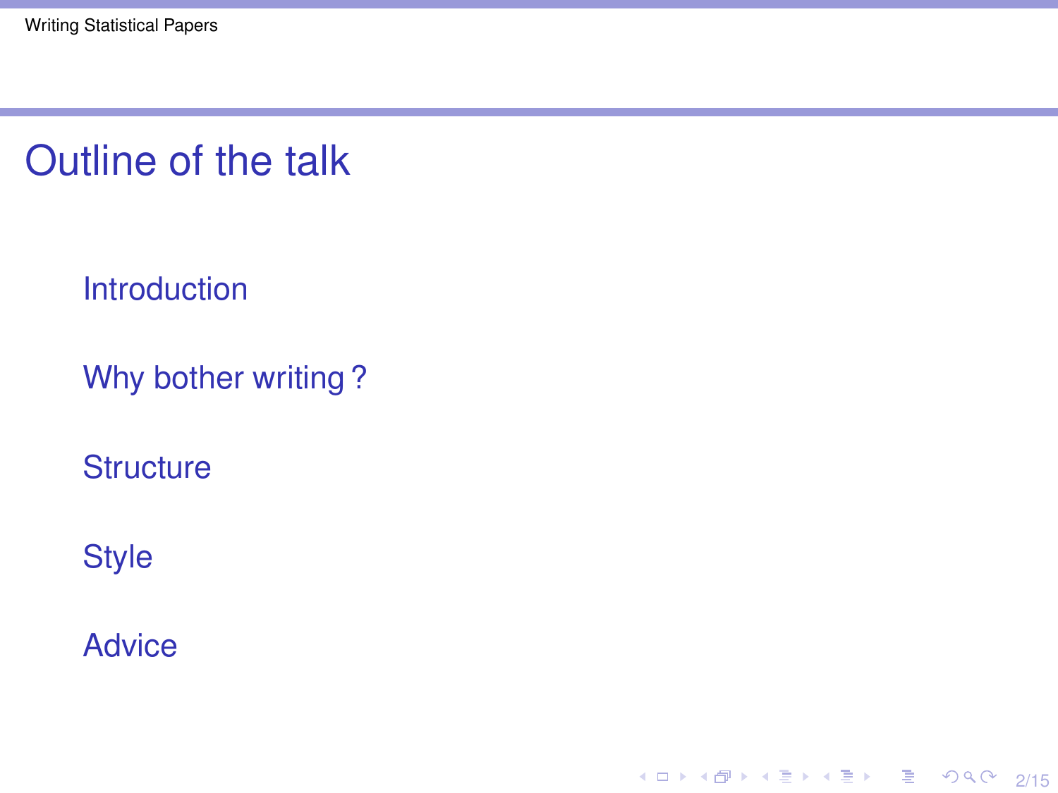# Outline of the talk

- Introduction
- Why bother writing ?
- Structure
- Style
- Advice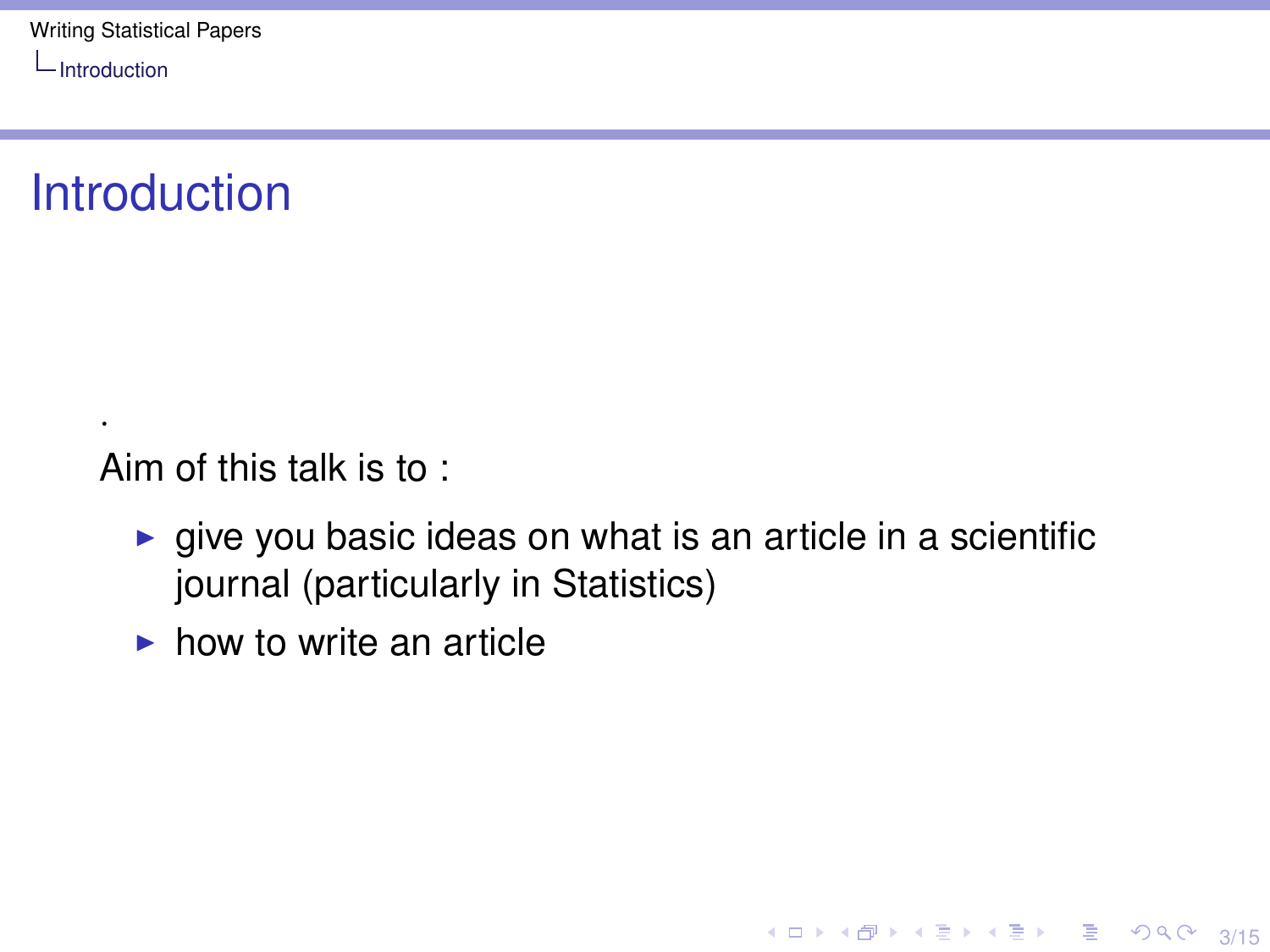# Introduction

.

Aim of this talk is to :

- give you basic ideas on what is an article in a scientific journal (particularly in Statistics)
- how to write an article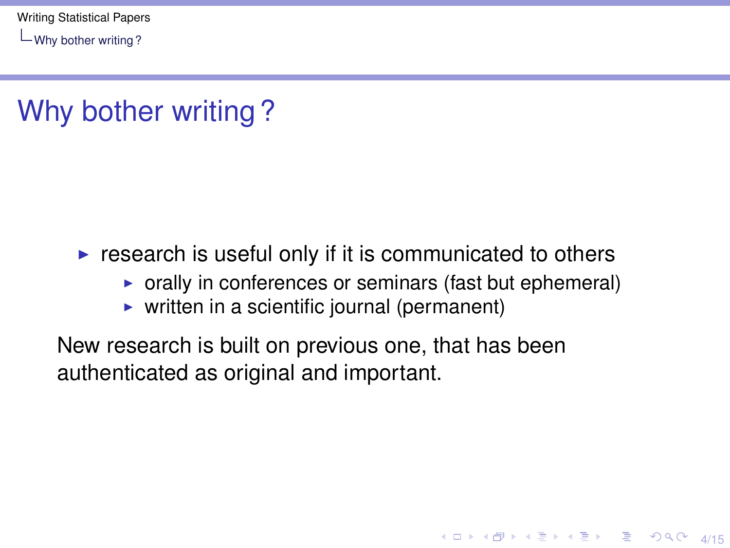# Why bother writing ?

- research is useful only if it is communicated to others
  - orally in conferences or seminars (fast but ephemeral)
  - written in a scientific journal (permanent)

New research is built on previous one, that has been authenticated as original and important.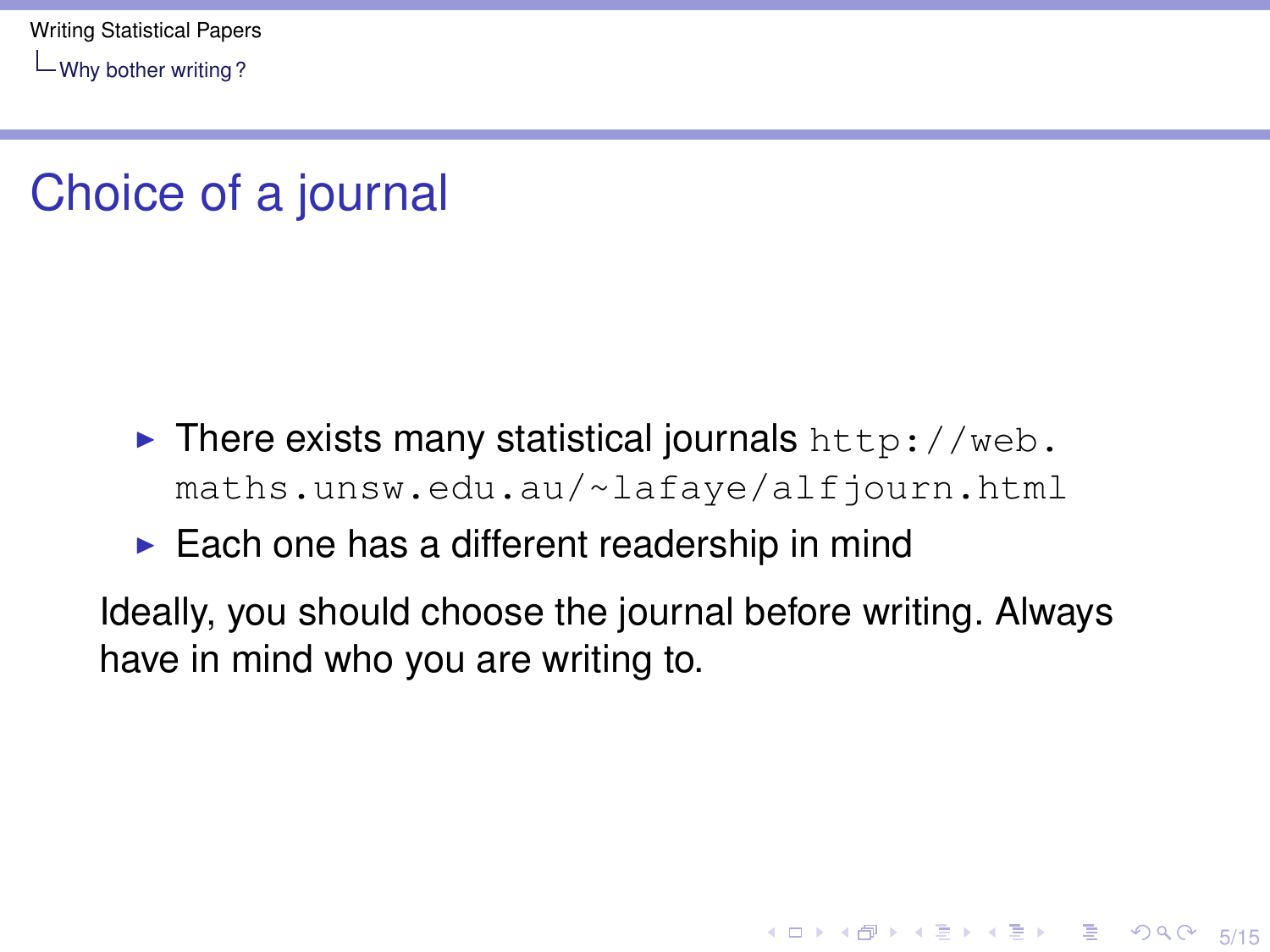# Choice of a journal

- There exists many statistical journals http://web.maths.unsw.edu.au/~lafaye/alfjourn.html
- Each one has a different readership in mind

Ideally, you should choose the journal before writing. Always have in mind who you are writing to.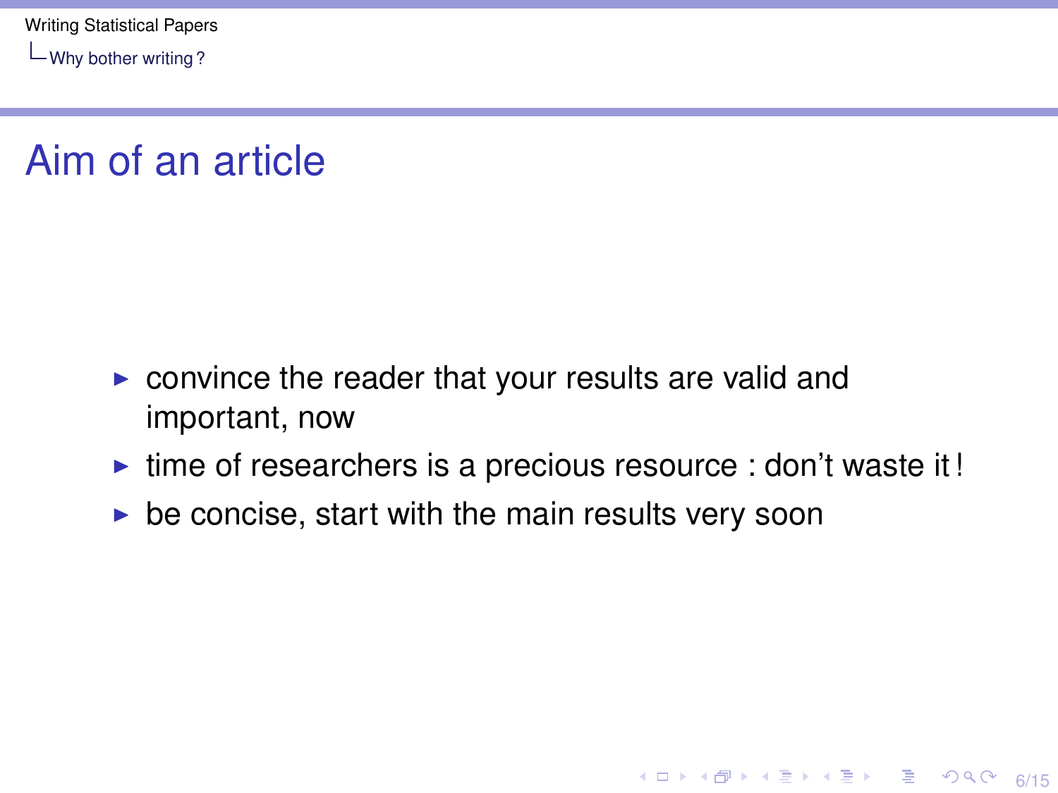# Aim of an article

- convince the reader that your results are valid and important, now
- time of researchers is a precious resource : don't waste it !
- be concise, start with the main results very soon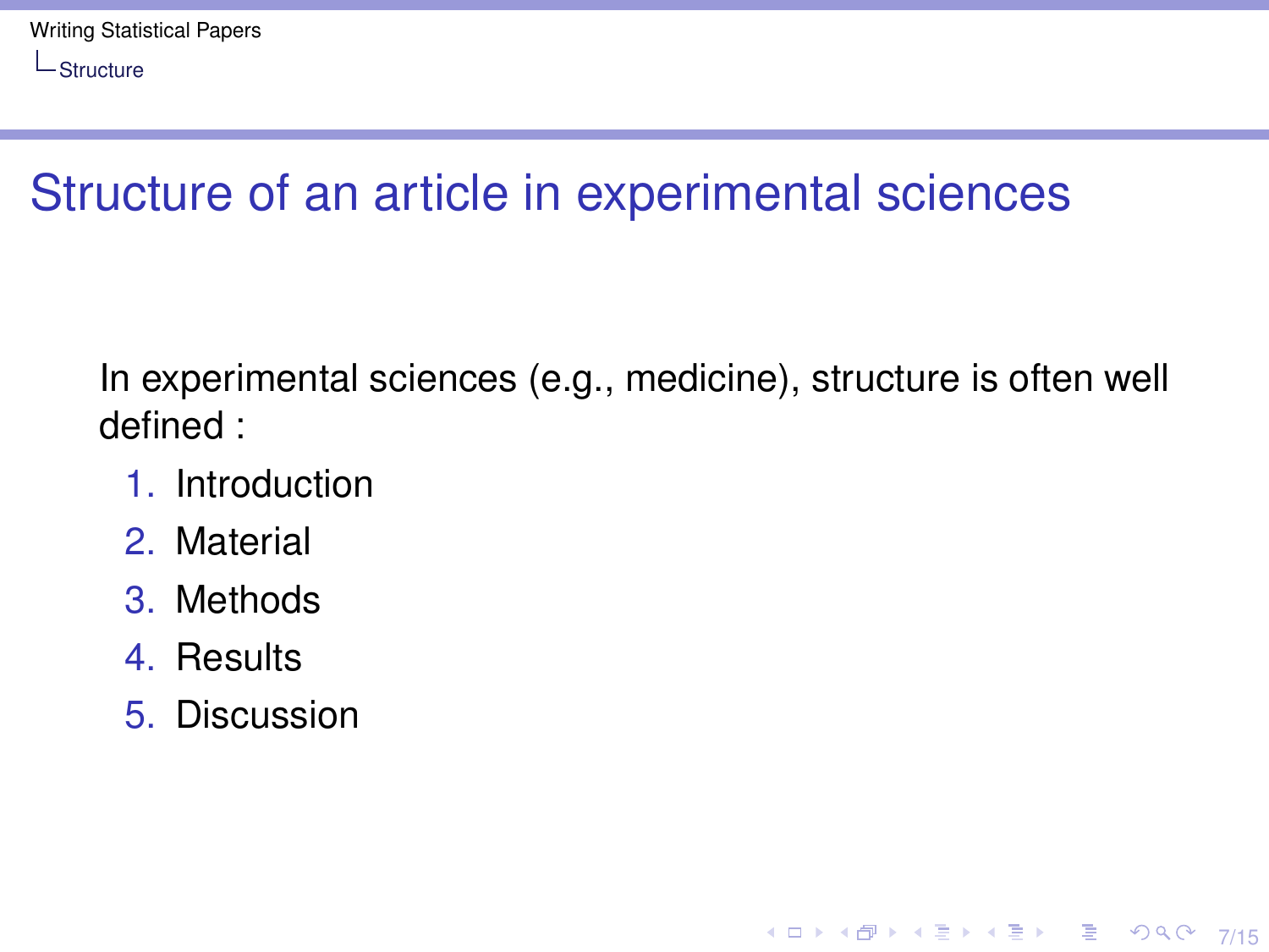# Structure of an article in experimental sciences

In experimental sciences (e.g., medicine), structure is often well defined :

1. Introduction
2. Material
3. Methods
4. Results
5. Discussion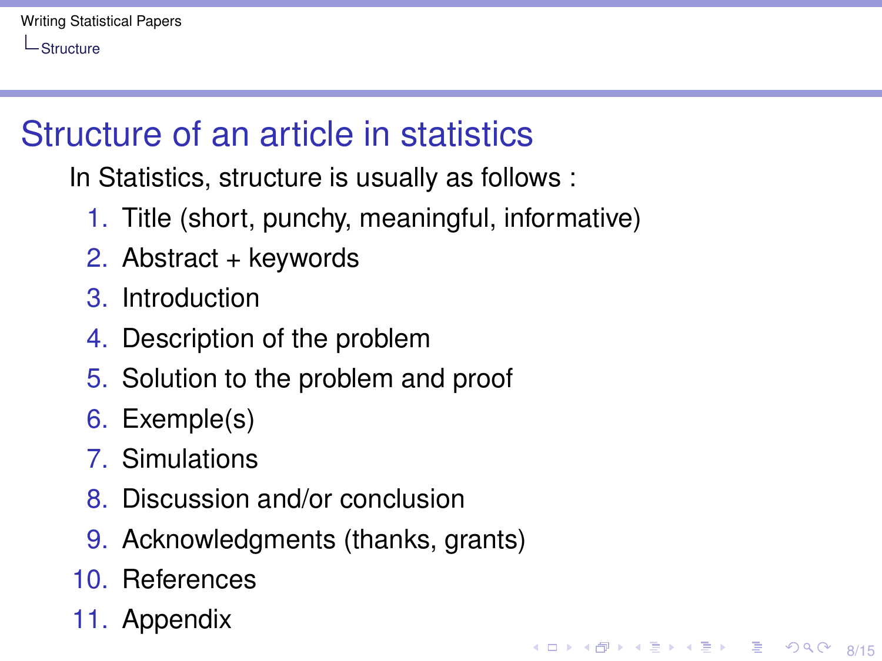# Structure of an article in statistics

In Statistics, structure is usually as follows :

1. Title (short, punchy, meaningful, informative)
2. Abstract + keywords
3. Introduction
4. Description of the problem
5. Solution to the problem and proof
6. Exemple(s)
7. Simulations
8. Discussion and/or conclusion
9. Acknowledgments (thanks, grants)
10. References
11. Appendix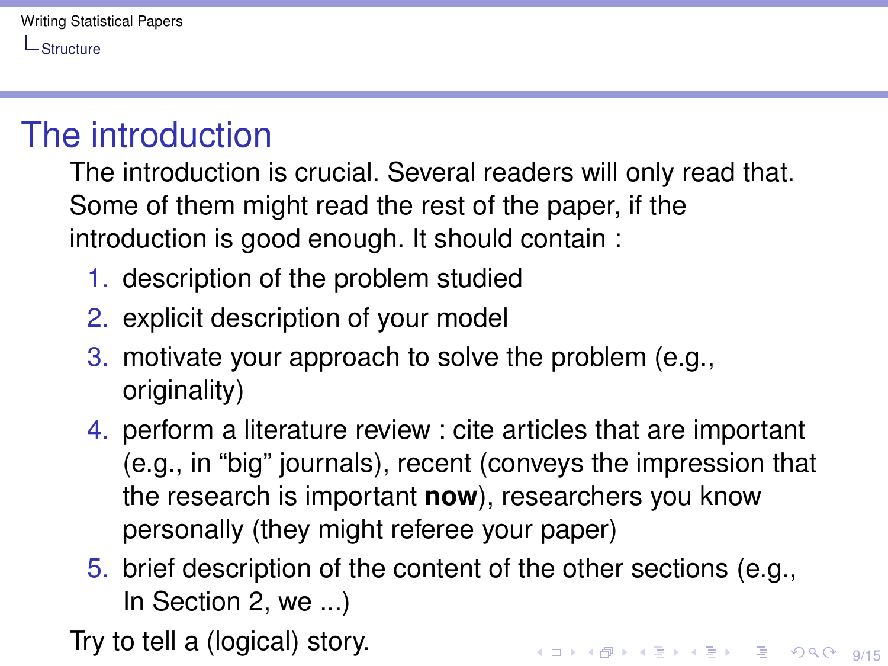## The introduction

The introduction is crucial. Several readers will only read that. Some of them might read the rest of the paper, if the introduction is good enough. It should contain :

1. description of the problem studied
2. explicit description of your model
3. motivate your approach to solve the problem (e.g., originality)
4. perform a literature review : cite articles that are important (e.g., in "big" journals), recent (conveys the impression that the research is important **now**), researchers you know personally (they might referee your paper)
5. brief description of the content of the other sections (e.g., In Section 2, we ...)

Try to tell a (logical) story.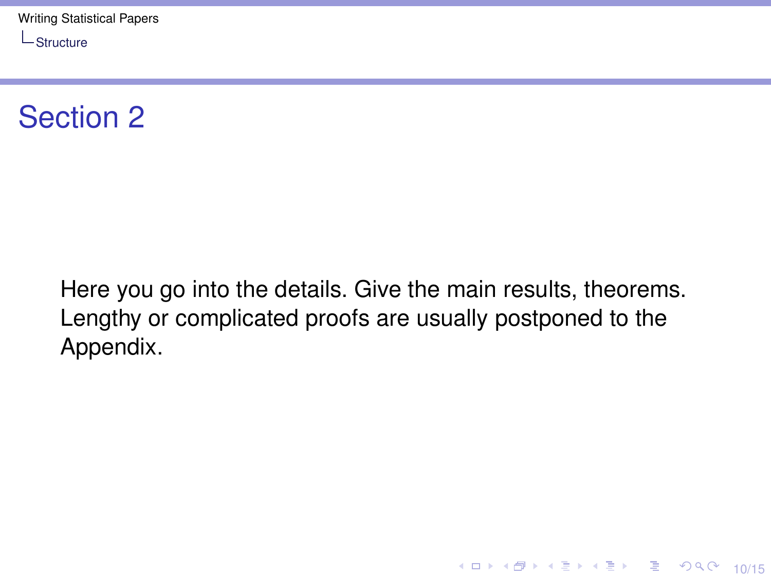# Section 2

Here you go into the details. Give the main results, theorems. Lengthy or complicated proofs are usually postponed to the Appendix.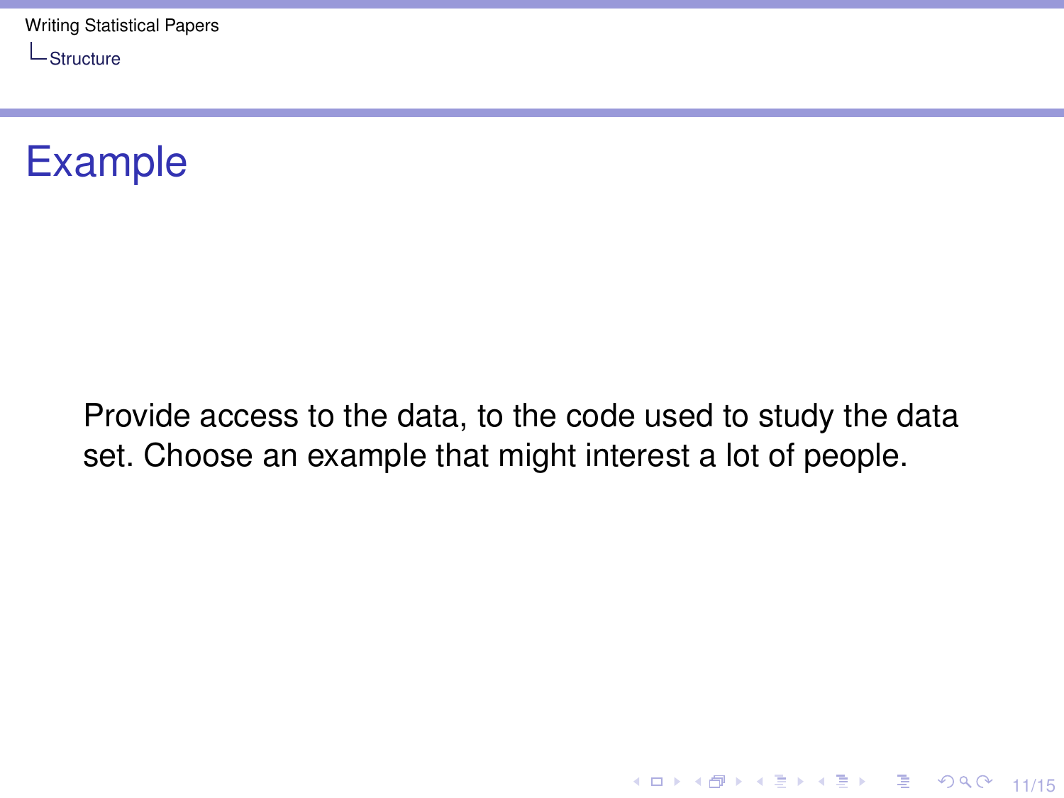# Example

Provide access to the data, to the code used to study the data set. Choose an example that might interest a lot of people.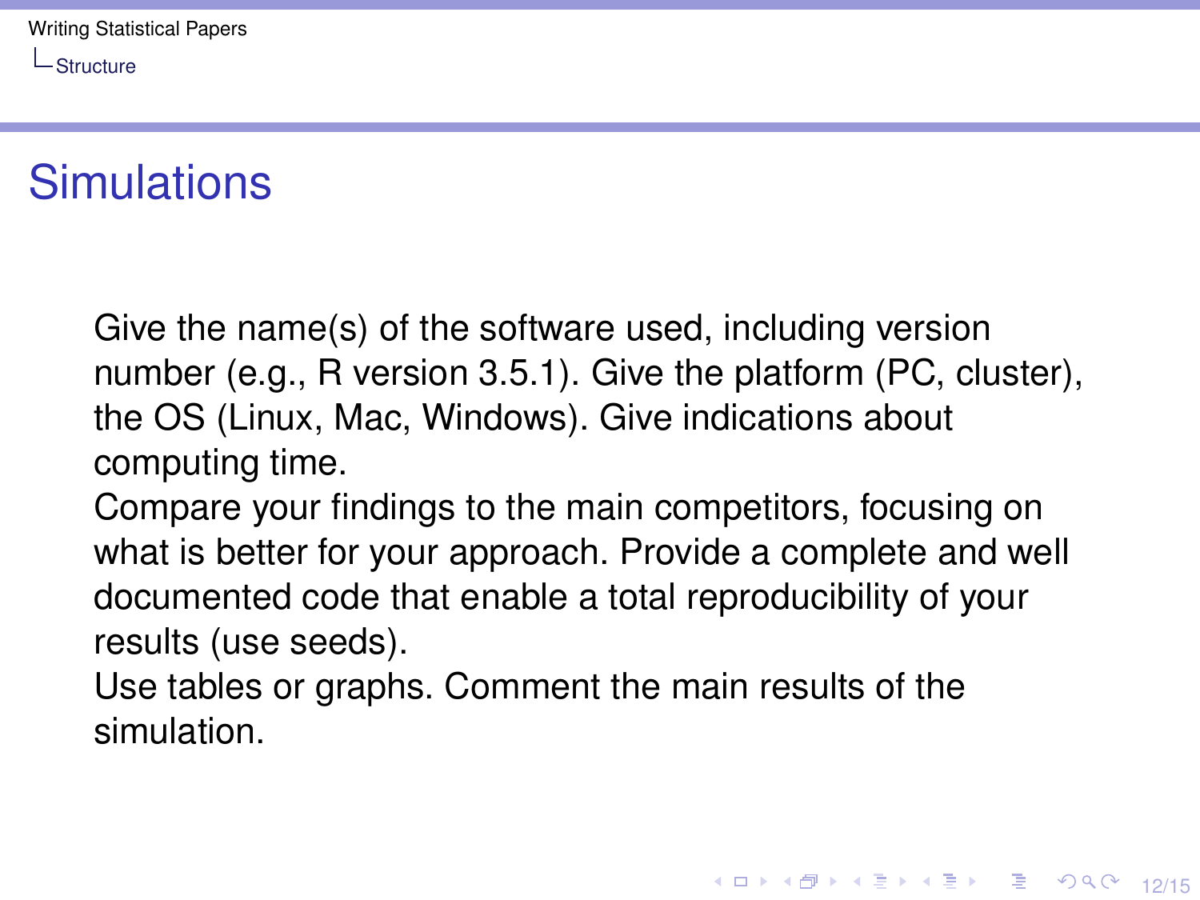# Simulations

Give the name(s) of the software used, including version number (e.g., R version 3.5.1). Give the platform (PC, cluster), the OS (Linux, Mac, Windows). Give indications about computing time.

Compare your findings to the main competitors, focusing on what is better for your approach. Provide a complete and well documented code that enable a total reproducibility of your results (use seeds).

Use tables or graphs. Comment the main results of the simulation.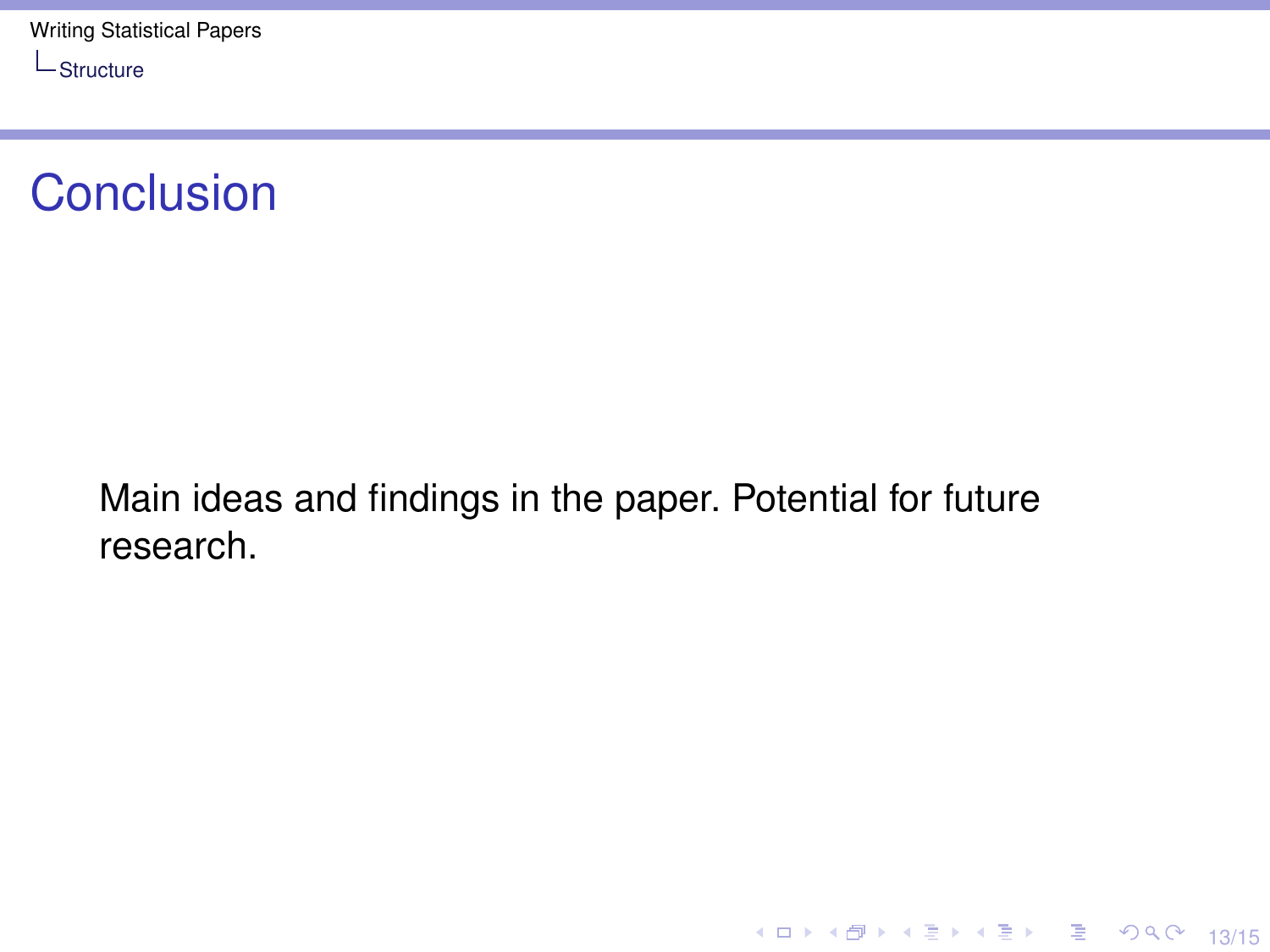# Conclusion

Main ideas and findings in the paper. Potential for future research.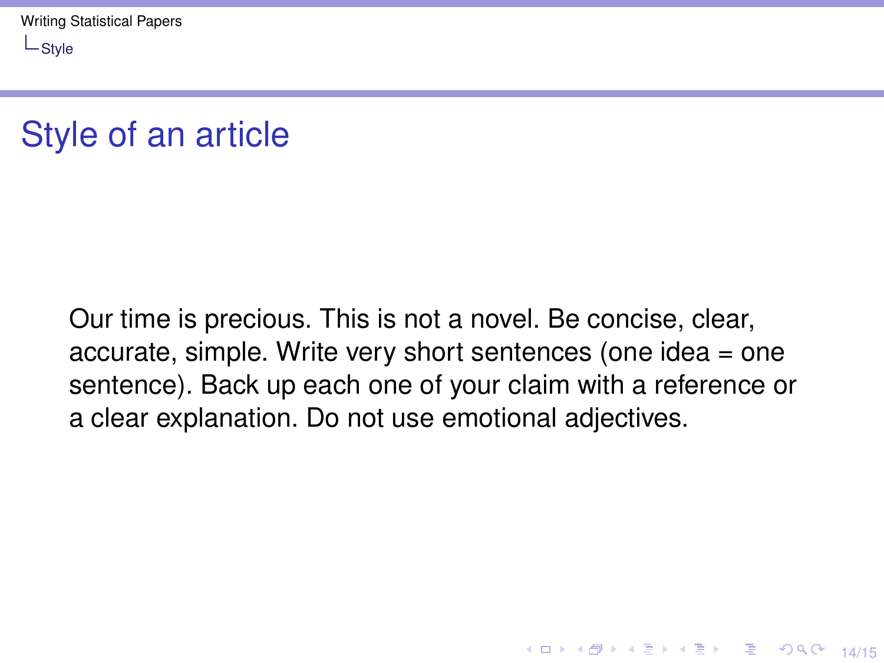# Style of an article

Our time is precious. This is not a novel. Be concise, clear, accurate, simple. Write very short sentences (one idea = one sentence). Back up each one of your claim with a reference or a clear explanation. Do not use emotional adjectives.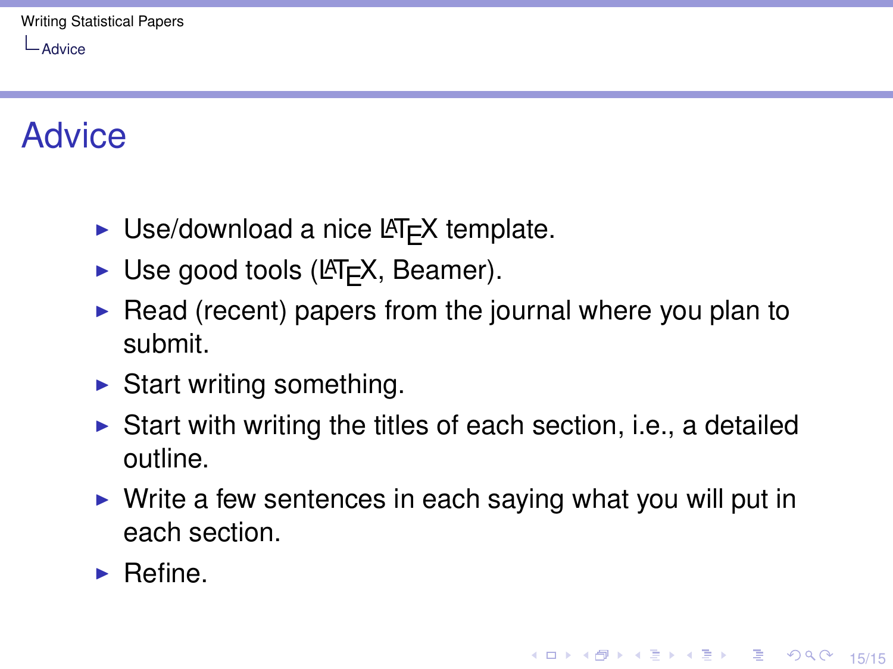# Advice

- Use/download a nice LaTeX template.
- Use good tools (LaTeX, Beamer).
- Read (recent) papers from the journal where you plan to submit.
- Start writing something.
- Start with writing the titles of each section, i.e., a detailed outline.
- Write a few sentences in each saying what you will put in each section.
- Refine.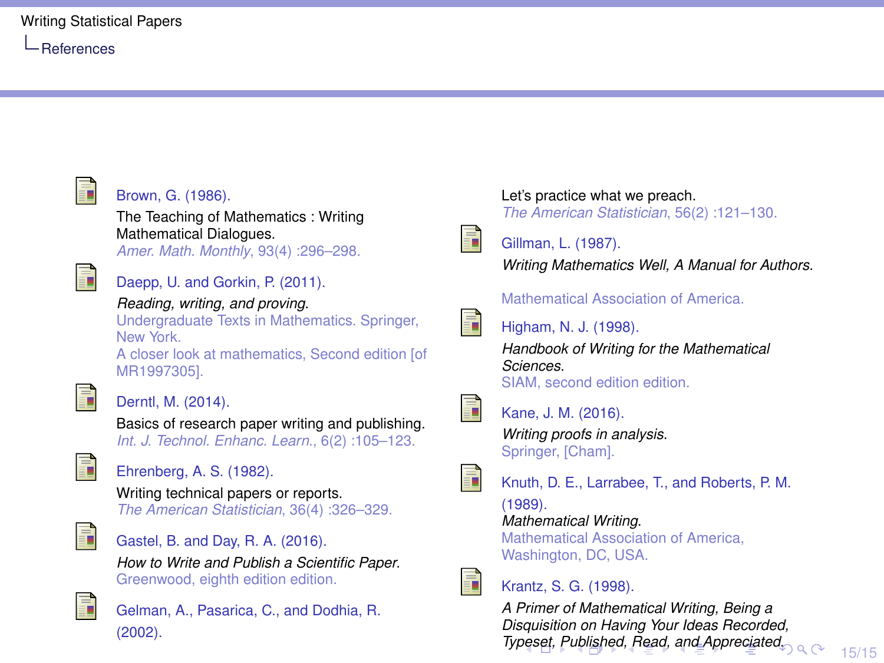## References

Brown, G. (1986).
The Teaching of Mathematics : Writing Mathematical Dialogues.
*Amer. Math. Monthly*, 93(4) :296–298.

Daepp, U. and Gorkin, P. (2011).
*Reading, writing, and proving*.
Undergraduate Texts in Mathematics. Springer, New York.
A closer look at mathematics, Second edition [of MR1997305].

Derntl, M. (2014).
Basics of research paper writing and publishing.
*Int. J. Technol. Enhanc. Learn.*, 6(2) :105–123.

Ehrenberg, A. S. (1982).
Writing technical papers or reports.
*The American Statistician*, 36(4) :326–329.

Gastel, B. and Day, R. A. (2016).
*How to Write and Publish a Scientific Paper*.
Greenwood, eighth edition edition.

Gelman, A., Pasarica, C., and Dodhia, R. (2002).
Let's practice what we preach.
*The American Statistician*, 56(2) :121–130.

Gillman, L. (1987).
*Writing Mathematics Well, A Manual for Authors*.
Mathematical Association of America.

Higham, N. J. (1998).
*Handbook of Writing for the Mathematical Sciences*.
SIAM, second edition edition.

Kane, J. M. (2016).
*Writing proofs in analysis*.
Springer, [Cham].

Knuth, D. E., Larrabee, T., and Roberts, P. M. (1989).
*Mathematical Writing*.
Mathematical Association of America, Washington, DC, USA.

Krantz, S. G. (1998).
*A Primer of Mathematical Writing, Being a Disquisition on Having Your Ideas Recorded, Typeset, Published, Read, and Appreciated*.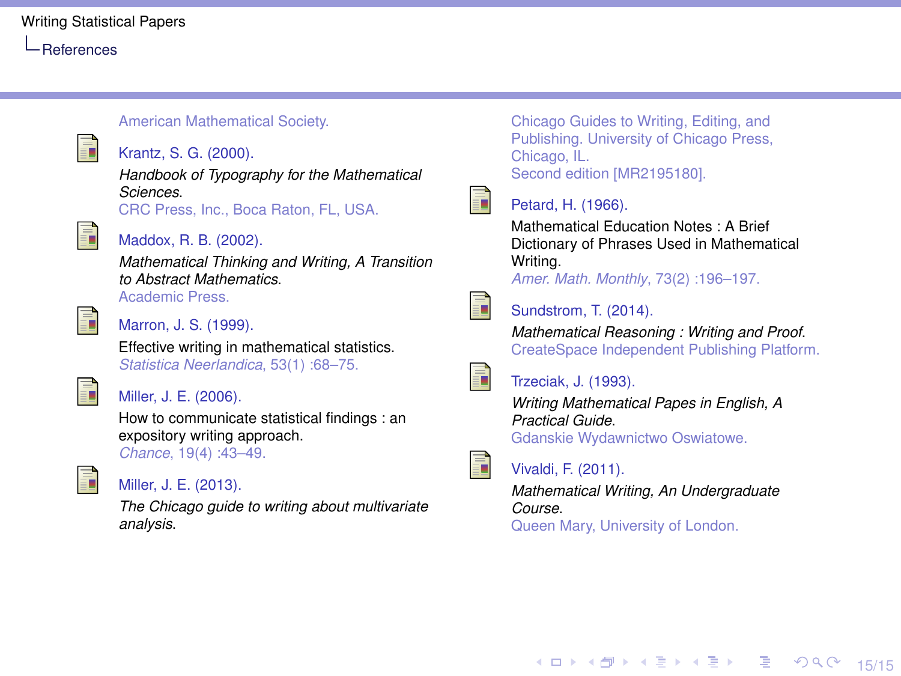American Mathematical Society.

Krantz, S. G. (2000).
*Handbook of Typography for the Mathematical Sciences*.
CRC Press, Inc., Boca Raton, FL, USA.

Maddox, R. B. (2002).
*Mathematical Thinking and Writing, A Transition to Abstract Mathematics*.
Academic Press.

Marron, J. S. (1999).
Effective writing in mathematical statistics.
*Statistica Neerlandica*, 53(1) :68–75.

Miller, J. E. (2006).
How to communicate statistical findings : an expository writing approach.
*Chance*, 19(4) :43–49.

Miller, J. E. (2013).
*The Chicago guide to writing about multivariate analysis*.
Chicago Guides to Writing, Editing, and Publishing. University of Chicago Press, Chicago, IL.
Second edition [MR2195180].

Petard, H. (1966).
Mathematical Education Notes : A Brief Dictionary of Phrases Used in Mathematical Writing.
*Amer. Math. Monthly*, 73(2) :196–197.

Sundstrom, T. (2014).
*Mathematical Reasoning : Writing and Proof*.
CreateSpace Independent Publishing Platform.

Trzeciak, J. (1993).
*Writing Mathematical Papes in English, A Practical Guide*.
Gdanskie Wydawnictwo Oswiatowe.

Vivaldi, F. (2011).
*Mathematical Writing, An Undergraduate Course*.
Queen Mary, University of London.